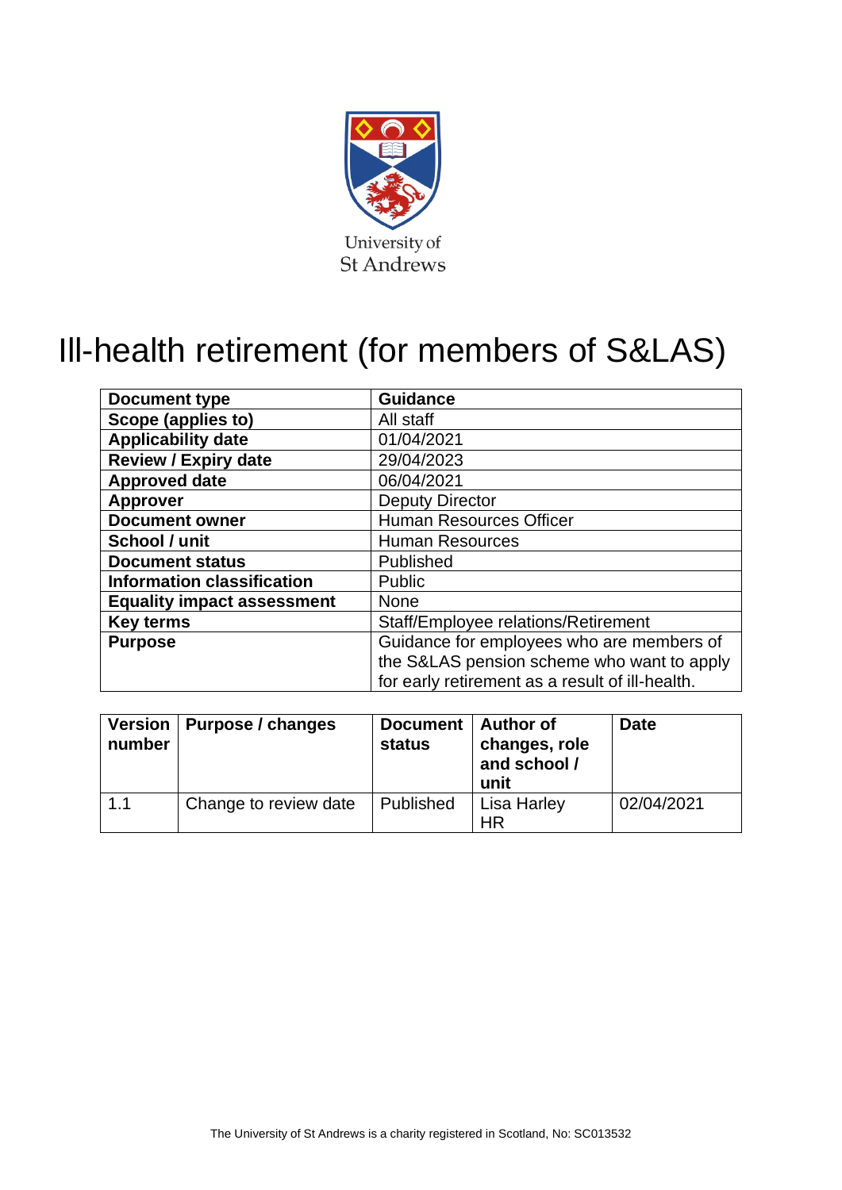University of St Andrews

# Ill-health retirement (for members of S&LAS)

| Document type | Guidance |
|---|---|
| Scope (applies to) | All staff |
| Applicability date | 01/04/2021 |
| Review / Expiry date | 29/04/2023 |
| Approved date | 06/04/2021 |
| Approver | Deputy Director |
| Document owner | Human Resources Officer |
| School / unit | Human Resources |
| Document status | Published |
| Information classification | Public |
| Equality impact assessment | None |
| Key terms | Staff/Employee relations/Retirement |
| Purpose | Guidance for employees who are members of the S&LAS pension scheme who want to apply for early retirement as a result of ill-health. |

| Version number | Purpose / changes | Document status | Author of changes, role and school / unit | Date |
|---|---|---|---|---|
| 1.1 | Change to review date | Published | Lisa Harley HR | 02/04/2021 |

The University of St Andrews is a charity registered in Scotland, No: SC013532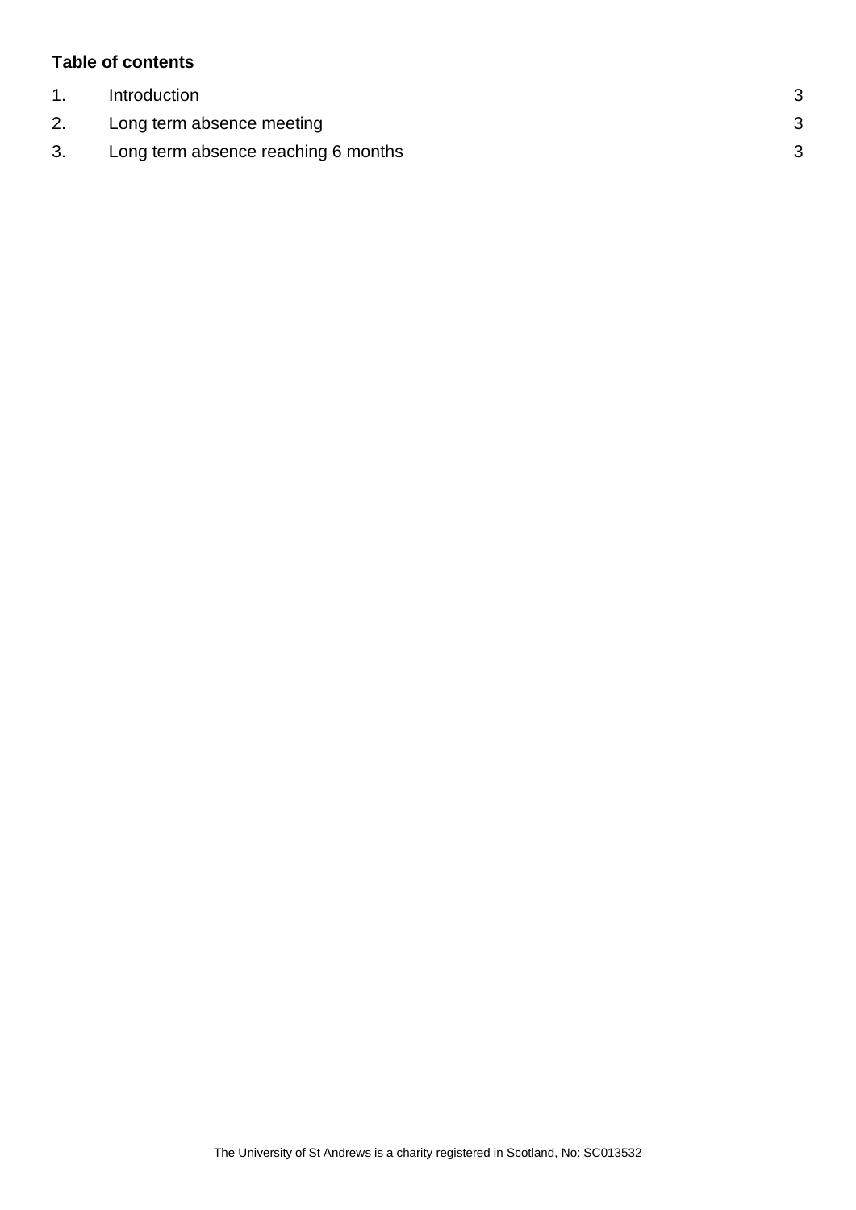**Table of contents**

| | | |
|---|---|---|
| 1. | Introduction | 3 |
| 2. | Long term absence meeting | 3 |
| 3. | Long term absence reaching 6 months | 3 |

The University of St Andrews is a charity registered in Scotland, No: SC013532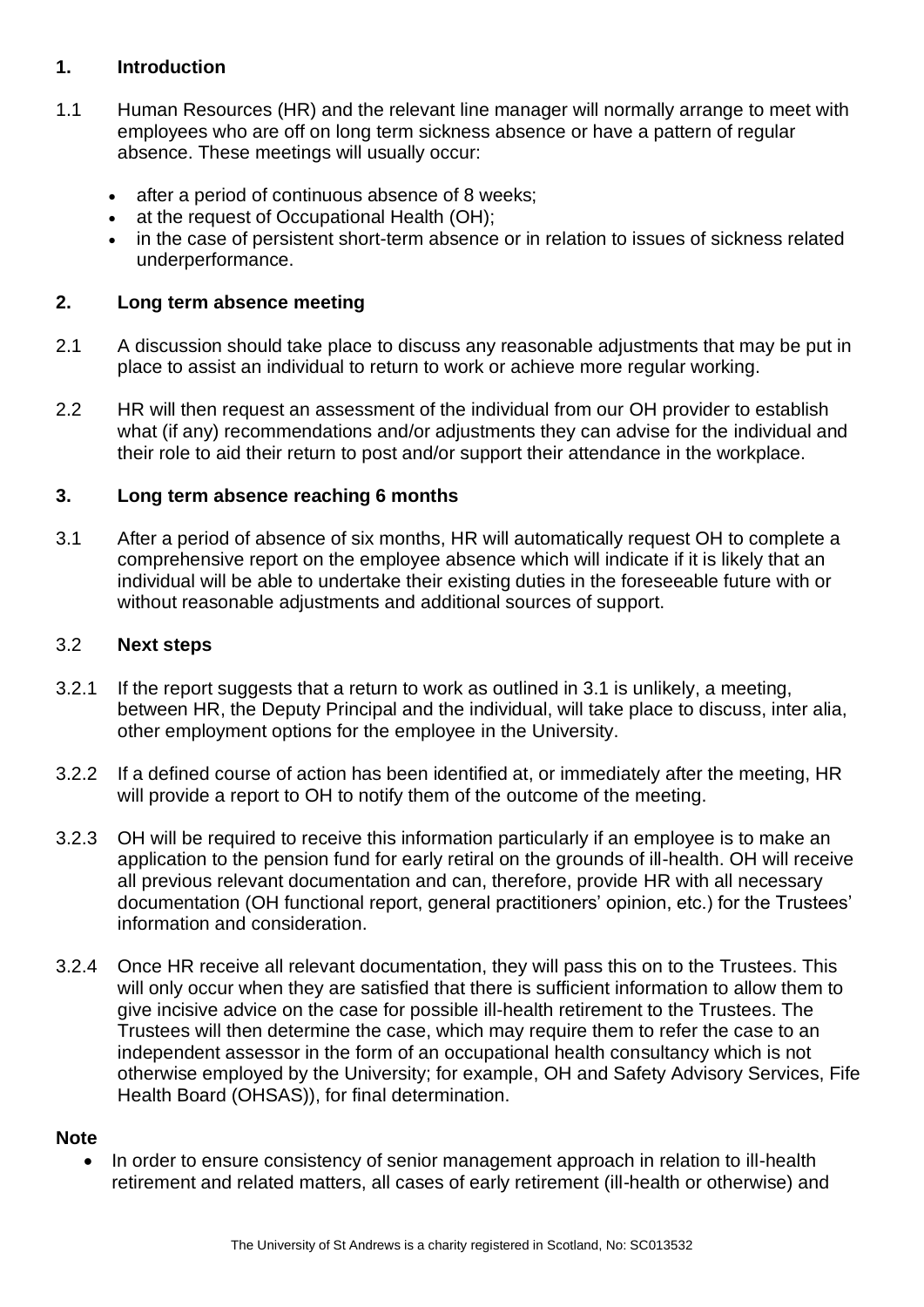## 1. Introduction

1.1 Human Resources (HR) and the relevant line manager will normally arrange to meet with employees who are off on long term sickness absence or have a pattern of regular absence. These meetings will usually occur:

- after a period of continuous absence of 8 weeks;
- at the request of Occupational Health (OH);
- in the case of persistent short-term absence or in relation to issues of sickness related underperformance.

## 2. Long term absence meeting

2.1 A discussion should take place to discuss any reasonable adjustments that may be put in place to assist an individual to return to work or achieve more regular working.

2.2 HR will then request an assessment of the individual from our OH provider to establish what (if any) recommendations and/or adjustments they can advise for the individual and their role to aid their return to post and/or support their attendance in the workplace.

## 3. Long term absence reaching 6 months

3.1 After a period of absence of six months, HR will automatically request OH to complete a comprehensive report on the employee absence which will indicate if it is likely that an individual will be able to undertake their existing duties in the foreseeable future with or without reasonable adjustments and additional sources of support.

### 3.2 Next steps

3.2.1 If the report suggests that a return to work as outlined in 3.1 is unlikely, a meeting, between HR, the Deputy Principal and the individual, will take place to discuss, inter alia, other employment options for the employee in the University.

3.2.2 If a defined course of action has been identified at, or immediately after the meeting, HR will provide a report to OH to notify them of the outcome of the meeting.

3.2.3 OH will be required to receive this information particularly if an employee is to make an application to the pension fund for early retiral on the grounds of ill-health. OH will receive all previous relevant documentation and can, therefore, provide HR with all necessary documentation (OH functional report, general practitioners' opinion, etc.) for the Trustees' information and consideration.

3.2.4 Once HR receive all relevant documentation, they will pass this on to the Trustees. This will only occur when they are satisfied that there is sufficient information to allow them to give incisive advice on the case for possible ill-health retirement to the Trustees. The Trustees will then determine the case, which may require them to refer the case to an independent assessor in the form of an occupational health consultancy which is not otherwise employed by the University; for example, OH and Safety Advisory Services, Fife Health Board (OHSAS)), for final determination.

**Note**

- In order to ensure consistency of senior management approach in relation to ill-health retirement and related matters, all cases of early retirement (ill-health or otherwise) and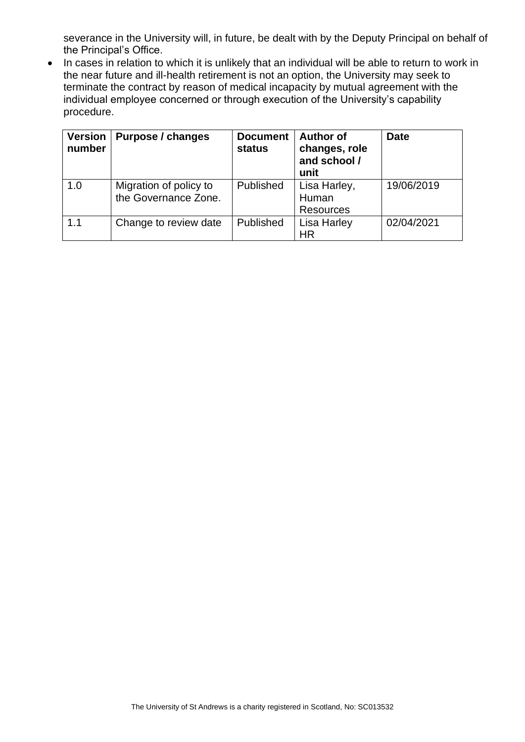severance in the University will, in future, be dealt with by the Deputy Principal on behalf of the Principal's Office.

- In cases in relation to which it is unlikely that an individual will be able to return to work in the near future and ill-health retirement is not an option, the University may seek to terminate the contract by reason of medical incapacity by mutual agreement with the individual employee concerned or through execution of the University's capability procedure.

| Version number | Purpose / changes | Document status | Author of changes, role and school / unit | Date |
|---|---|---|---|---|
| 1.0 | Migration of policy to the Governance Zone. | Published | Lisa Harley, Human Resources | 19/06/2019 |
| 1.1 | Change to review date | Published | Lisa Harley HR | 02/04/2021 |

The University of St Andrews is a charity registered in Scotland, No: SC013532